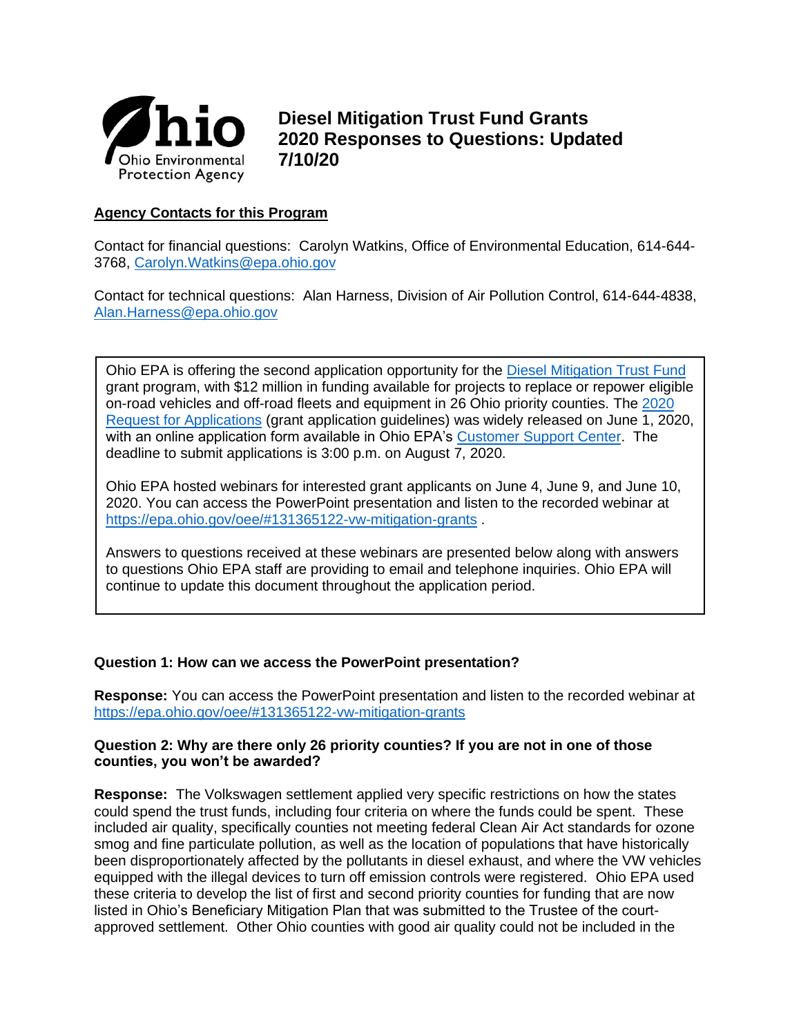Ohio Environmental Protection Agency

# Diesel Mitigation Trust Fund Grants 2020 Responses to Questions: Updated 7/10/20

**Agency Contacts for this Program**

Contact for financial questions: Carolyn Watkins, Office of Environmental Education, 614-644-3768, Carolyn.Watkins@epa.ohio.gov

Contact for technical questions: Alan Harness, Division of Air Pollution Control, 614-644-4838, Alan.Harness@epa.ohio.gov

> Ohio EPA is offering the second application opportunity for the Diesel Mitigation Trust Fund grant program, with $12 million in funding available for projects to replace or repower eligible on-road vehicles and off-road fleets and equipment in 26 Ohio priority counties. The 2020 Request for Applications (grant application guidelines) was widely released on June 1, 2020, with an online application form available in Ohio EPA's Customer Support Center. The deadline to submit applications is 3:00 p.m. on August 7, 2020.
>
> Ohio EPA hosted webinars for interested grant applicants on June 4, June 9, and June 10, 2020. You can access the PowerPoint presentation and listen to the recorded webinar at https://epa.ohio.gov/oee/#131365122-vw-mitigation-grants .
>
> Answers to questions received at these webinars are presented below along with answers to questions Ohio EPA staff are providing to email and telephone inquiries. Ohio EPA will continue to update this document throughout the application period.

**Question 1: How can we access the PowerPoint presentation?**

**Response:** You can access the PowerPoint presentation and listen to the recorded webinar at https://epa.ohio.gov/oee/#131365122-vw-mitigation-grants

**Question 2: Why are there only 26 priority counties? If you are not in one of those counties, you won't be awarded?**

**Response:** The Volkswagen settlement applied very specific restrictions on how the states could spend the trust funds, including four criteria on where the funds could be spent. These included air quality, specifically counties not meeting federal Clean Air Act standards for ozone smog and fine particulate pollution, as well as the location of populations that have historically been disproportionately affected by the pollutants in diesel exhaust, and where the VW vehicles equipped with the illegal devices to turn off emission controls were registered. Ohio EPA used these criteria to develop the list of first and second priority counties for funding that are now listed in Ohio's Beneficiary Mitigation Plan that was submitted to the Trustee of the court-approved settlement. Other Ohio counties with good air quality could not be included in the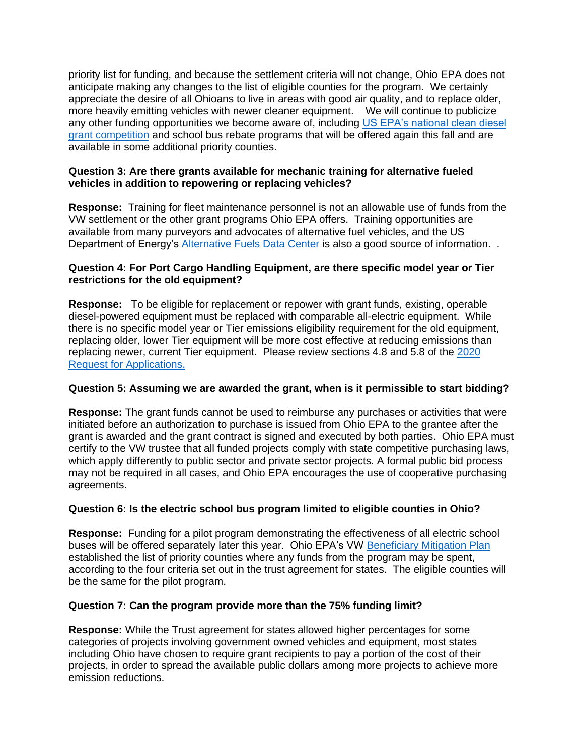priority list for funding, and because the settlement criteria will not change, Ohio EPA does not anticipate making any changes to the list of eligible counties for the program. We certainly appreciate the desire of all Ohioans to live in areas with good air quality, and to replace older, more heavily emitting vehicles with newer cleaner equipment. We will continue to publicize any other funding opportunities we become aware of, including [US EPA's national clean diesel grant competition]() and school bus rebate programs that will be offered again this fall and are available in some additional priority counties.

**Question 3: Are there grants available for mechanic training for alternative fueled vehicles in addition to repowering or replacing vehicles?**

**Response:** Training for fleet maintenance personnel is not an allowable use of funds from the VW settlement or the other grant programs Ohio EPA offers. Training opportunities are available from many purveyors and advocates of alternative fuel vehicles, and the US Department of Energy's [Alternative Fuels Data Center]() is also a good source of information. .

**Question 4: For Port Cargo Handling Equipment, are there specific model year or Tier restrictions for the old equipment?**

**Response:** To be eligible for replacement or repower with grant funds, existing, operable diesel-powered equipment must be replaced with comparable all-electric equipment. While there is no specific model year or Tier emissions eligibility requirement for the old equipment, replacing older, lower Tier equipment will be more cost effective at reducing emissions than replacing newer, current Tier equipment. Please review sections 4.8 and 5.8 of the [2020 Request for Applications.]()

**Question 5: Assuming we are awarded the grant, when is it permissible to start bidding?**

**Response:** The grant funds cannot be used to reimburse any purchases or activities that were initiated before an authorization to purchase is issued from Ohio EPA to the grantee after the grant is awarded and the grant contract is signed and executed by both parties. Ohio EPA must certify to the VW trustee that all funded projects comply with state competitive purchasing laws, which apply differently to public sector and private sector projects. A formal public bid process may not be required in all cases, and Ohio EPA encourages the use of cooperative purchasing agreements.

**Question 6: Is the electric school bus program limited to eligible counties in Ohio?**

**Response:** Funding for a pilot program demonstrating the effectiveness of all electric school buses will be offered separately later this year. Ohio EPA's VW [Beneficiary Mitigation Plan]() established the list of priority counties where any funds from the program may be spent, according to the four criteria set out in the trust agreement for states. The eligible counties will be the same for the pilot program.

**Question 7: Can the program provide more than the 75% funding limit?**

**Response:** While the Trust agreement for states allowed higher percentages for some categories of projects involving government owned vehicles and equipment, most states including Ohio have chosen to require grant recipients to pay a portion of the cost of their projects, in order to spread the available public dollars among more projects to achieve more emission reductions.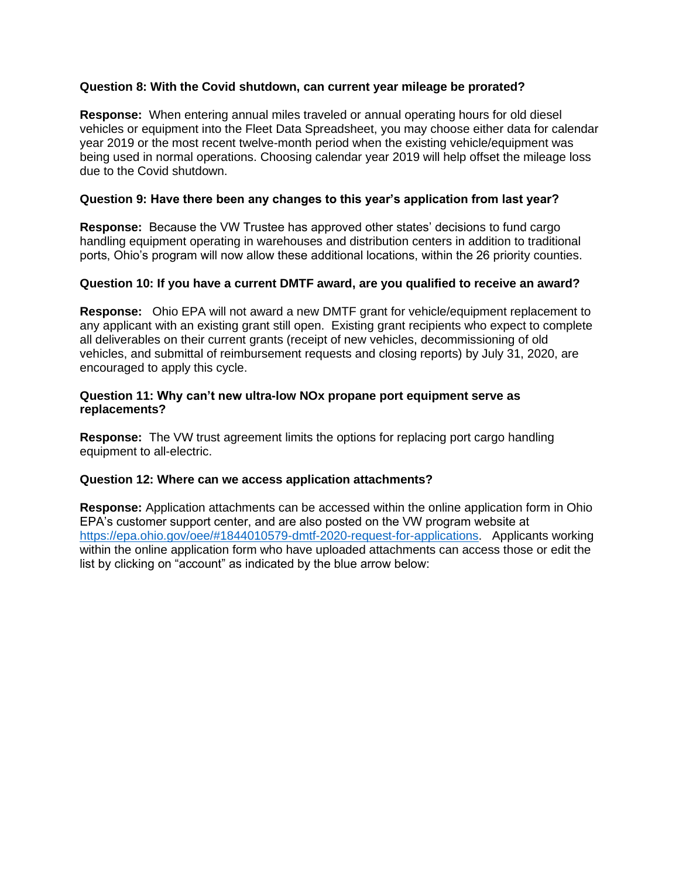**Question 8: With the Covid shutdown, can current year mileage be prorated?**

**Response:** When entering annual miles traveled or annual operating hours for old diesel vehicles or equipment into the Fleet Data Spreadsheet, you may choose either data for calendar year 2019 or the most recent twelve-month period when the existing vehicle/equipment was being used in normal operations. Choosing calendar year 2019 will help offset the mileage loss due to the Covid shutdown.

**Question 9: Have there been any changes to this year's application from last year?**

**Response:** Because the VW Trustee has approved other states' decisions to fund cargo handling equipment operating in warehouses and distribution centers in addition to traditional ports, Ohio's program will now allow these additional locations, within the 26 priority counties.

**Question 10: If you have a current DMTF award, are you qualified to receive an award?**

**Response:** Ohio EPA will not award a new DMTF grant for vehicle/equipment replacement to any applicant with an existing grant still open. Existing grant recipients who expect to complete all deliverables on their current grants (receipt of new vehicles, decommissioning of old vehicles, and submittal of reimbursement requests and closing reports) by July 31, 2020, are encouraged to apply this cycle.

**Question 11: Why can't new ultra-low NOx propane port equipment serve as replacements?**

**Response:** The VW trust agreement limits the options for replacing port cargo handling equipment to all-electric.

**Question 12: Where can we access application attachments?**

**Response:** Application attachments can be accessed within the online application form in Ohio EPA's customer support center, and are also posted on the VW program website at [https://epa.ohio.gov/oee/#1844010579-dmtf-2020-request-for-applications](https://epa.ohio.gov/oee/#1844010579-dmtf-2020-request-for-applications). Applicants working within the online application form who have uploaded attachments can access those or edit the list by clicking on "account" as indicated by the blue arrow below: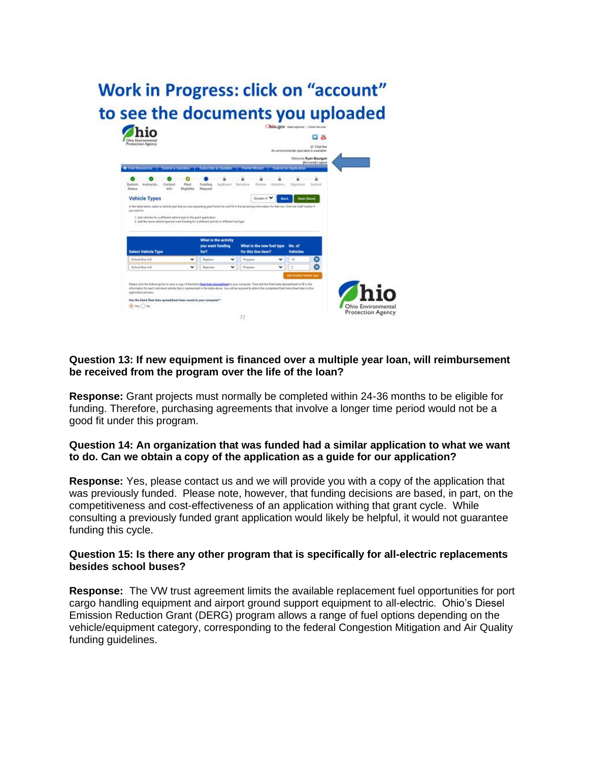## Work in Progress: click on "account" to see the documents you uploaded

**Question 13: If new equipment is financed over a multiple year loan, will reimbursement be received from the program over the life of the loan?**

**Response:** Grant projects must normally be completed within 24-36 months to be eligible for funding. Therefore, purchasing agreements that involve a longer time period would not be a good fit under this program.

**Question 14: An organization that was funded had a similar application to what we want to do. Can we obtain a copy of the application as a guide for our application?**

**Response:** Yes, please contact us and we will provide you with a copy of the application that was previously funded. Please note, however, that funding decisions are based, in part, on the competitiveness and cost-effectiveness of an application withing that grant cycle. While consulting a previously funded grant application would likely be helpful, it would not guarantee funding this cycle.

**Question 15: Is there any other program that is specifically for all-electric replacements besides school buses?**

**Response:** The VW trust agreement limits the available replacement fuel opportunities for port cargo handling equipment and airport ground support equipment to all-electric. Ohio's Diesel Emission Reduction Grant (DERG) program allows a range of fuel options depending on the vehicle/equipment category, corresponding to the federal Congestion Mitigation and Air Quality funding guidelines.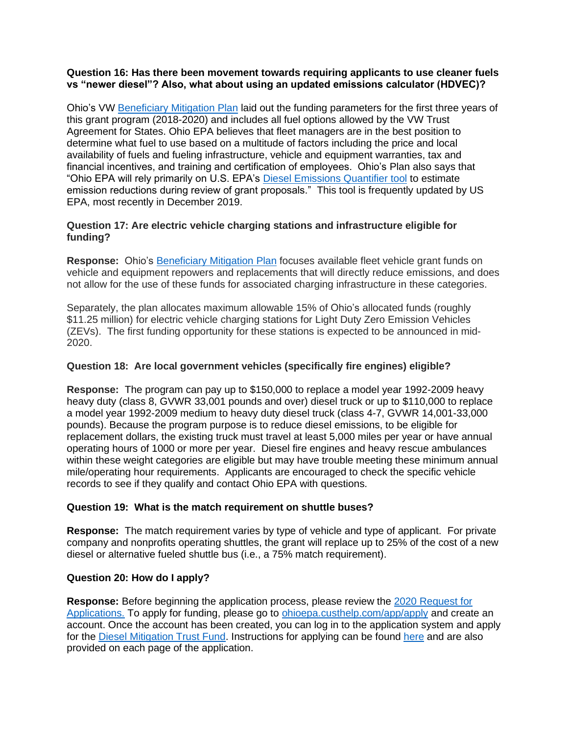**Question 16: Has there been movement towards requiring applicants to use cleaner fuels vs "newer diesel"? Also, what about using an updated emissions calculator (HDVEC)?**

Ohio's VW Beneficiary Mitigation Plan laid out the funding parameters for the first three years of this grant program (2018-2020) and includes all fuel options allowed by the VW Trust Agreement for States. Ohio EPA believes that fleet managers are in the best position to determine what fuel to use based on a multitude of factors including the price and local availability of fuels and fueling infrastructure, vehicle and equipment warranties, tax and financial incentives, and training and certification of employees. Ohio's Plan also says that "Ohio EPA will rely primarily on U.S. EPA's Diesel Emissions Quantifier tool to estimate emission reductions during review of grant proposals." This tool is frequently updated by US EPA, most recently in December 2019.

**Question 17: Are electric vehicle charging stations and infrastructure eligible for funding?**

**Response:** Ohio's Beneficiary Mitigation Plan focuses available fleet vehicle grant funds on vehicle and equipment repowers and replacements that will directly reduce emissions, and does not allow for the use of these funds for associated charging infrastructure in these categories.

Separately, the plan allocates maximum allowable 15% of Ohio's allocated funds (roughly $11.25 million) for electric vehicle charging stations for Light Duty Zero Emission Vehicles (ZEVs). The first funding opportunity for these stations is expected to be announced in mid-2020.

**Question 18: Are local government vehicles (specifically fire engines) eligible?**

**Response:** The program can pay up to $150,000 to replace a model year 1992-2009 heavy heavy duty (class 8, GVWR 33,001 pounds and over) diesel truck or up to $110,000 to replace a model year 1992-2009 medium to heavy duty diesel truck (class 4-7, GVWR 14,001-33,000 pounds). Because the program purpose is to reduce diesel emissions, to be eligible for replacement dollars, the existing truck must travel at least 5,000 miles per year or have annual operating hours of 1000 or more per year. Diesel fire engines and heavy rescue ambulances within these weight categories are eligible but may have trouble meeting these minimum annual mile/operating hour requirements. Applicants are encouraged to check the specific vehicle records to see if they qualify and contact Ohio EPA with questions.

**Question 19: What is the match requirement on shuttle buses?**

**Response:** The match requirement varies by type of vehicle and type of applicant. For private company and nonprofits operating shuttles, the grant will replace up to 25% of the cost of a new diesel or alternative fueled shuttle bus (i.e., a 75% match requirement).

**Question 20: How do I apply?**

**Response:** Before beginning the application process, please review the 2020 Request for Applications. To apply for funding, please go to ohioepa.custhelp.com/app/apply and create an account. Once the account has been created, you can log in to the application system and apply for the Diesel Mitigation Trust Fund. Instructions for applying can be found here and are also provided on each page of the application.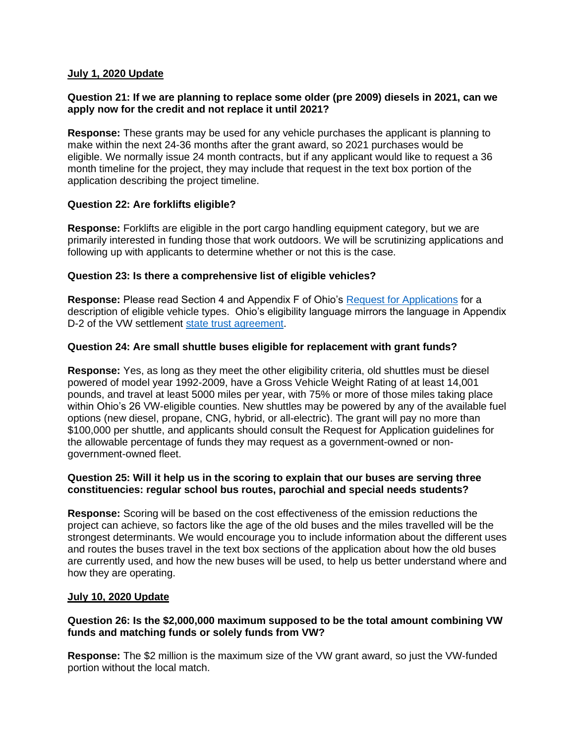**July 1, 2020 Update**

**Question 21: If we are planning to replace some older (pre 2009) diesels in 2021, can we apply now for the credit and not replace it until 2021?**

**Response:** These grants may be used for any vehicle purchases the applicant is planning to make within the next 24-36 months after the grant award, so 2021 purchases would be eligible. We normally issue 24 month contracts, but if any applicant would like to request a 36 month timeline for the project, they may include that request in the text box portion of the application describing the project timeline.

**Question 22: Are forklifts eligible?**

**Response:** Forklifts are eligible in the port cargo handling equipment category, but we are primarily interested in funding those that work outdoors. We will be scrutinizing applications and following up with applicants to determine whether or not this is the case.

**Question 23: Is there a comprehensive list of eligible vehicles?**

**Response:** Please read Section 4 and Appendix F of Ohio's Request for Applications for a description of eligible vehicle types. Ohio's eligibility language mirrors the language in Appendix D-2 of the VW settlement state trust agreement.

**Question 24: Are small shuttle buses eligible for replacement with grant funds?**

**Response:** Yes, as long as they meet the other eligibility criteria, old shuttles must be diesel powered of model year 1992-2009, have a Gross Vehicle Weight Rating of at least 14,001 pounds, and travel at least 5000 miles per year, with 75% or more of those miles taking place within Ohio's 26 VW-eligible counties. New shuttles may be powered by any of the available fuel options (new diesel, propane, CNG, hybrid, or all-electric). The grant will pay no more than $100,000 per shuttle, and applicants should consult the Request for Application guidelines for the allowable percentage of funds they may request as a government-owned or non-government-owned fleet.

**Question 25: Will it help us in the scoring to explain that our buses are serving three constituencies: regular school bus routes, parochial and special needs students?**

**Response:** Scoring will be based on the cost effectiveness of the emission reductions the project can achieve, so factors like the age of the old buses and the miles travelled will be the strongest determinants. We would encourage you to include information about the different uses and routes the buses travel in the text box sections of the application about how the old buses are currently used, and how the new buses will be used, to help us better understand where and how they are operating.

**July 10, 2020 Update**

**Question 26: Is the $2,000,000 maximum supposed to be the total amount combining VW funds and matching funds or solely funds from VW?**

**Response:** The $2 million is the maximum size of the VW grant award, so just the VW-funded portion without the local match.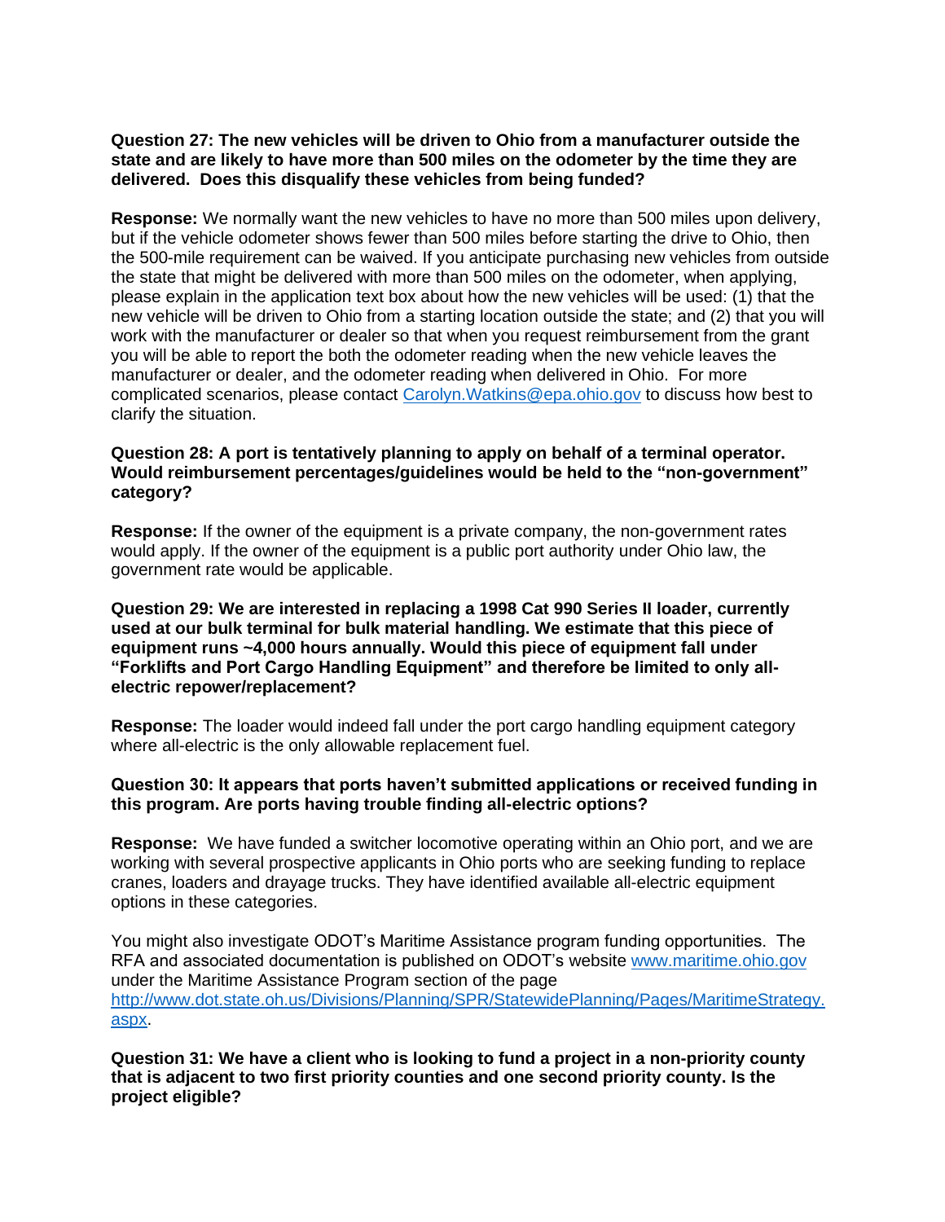**Question 27: The new vehicles will be driven to Ohio from a manufacturer outside the state and are likely to have more than 500 miles on the odometer by the time they are delivered. Does this disqualify these vehicles from being funded?**

**Response:** We normally want the new vehicles to have no more than 500 miles upon delivery, but if the vehicle odometer shows fewer than 500 miles before starting the drive to Ohio, then the 500-mile requirement can be waived. If you anticipate purchasing new vehicles from outside the state that might be delivered with more than 500 miles on the odometer, when applying, please explain in the application text box about how the new vehicles will be used: (1) that the new vehicle will be driven to Ohio from a starting location outside the state; and (2) that you will work with the manufacturer or dealer so that when you request reimbursement from the grant you will be able to report the both the odometer reading when the new vehicle leaves the manufacturer or dealer, and the odometer reading when delivered in Ohio. For more complicated scenarios, please contact [Carolyn.Watkins@epa.ohio.gov](mailto:Carolyn.Watkins@epa.ohio.gov) to discuss how best to clarify the situation.

**Question 28: A port is tentatively planning to apply on behalf of a terminal operator. Would reimbursement percentages/guidelines would be held to the "non-government" category?**

**Response:** If the owner of the equipment is a private company, the non-government rates would apply. If the owner of the equipment is a public port authority under Ohio law, the government rate would be applicable.

**Question 29: We are interested in replacing a 1998 Cat 990 Series II loader, currently used at our bulk terminal for bulk material handling. We estimate that this piece of equipment runs ~4,000 hours annually. Would this piece of equipment fall under "Forklifts and Port Cargo Handling Equipment" and therefore be limited to only all-electric repower/replacement?**

**Response:** The loader would indeed fall under the port cargo handling equipment category where all-electric is the only allowable replacement fuel.

**Question 30: It appears that ports haven't submitted applications or received funding in this program. Are ports having trouble finding all-electric options?**

**Response:** We have funded a switcher locomotive operating within an Ohio port, and we are working with several prospective applicants in Ohio ports who are seeking funding to replace cranes, loaders and drayage trucks. They have identified available all-electric equipment options in these categories.

You might also investigate ODOT's Maritime Assistance program funding opportunities. The RFA and associated documentation is published on ODOT's website [www.maritime.ohio.gov](http://www.maritime.ohio.gov) under the Maritime Assistance Program section of the page [http://www.dot.state.oh.us/Divisions/Planning/SPR/StatewidePlanning/Pages/MaritimeStrategy.aspx](http://www.dot.state.oh.us/Divisions/Planning/SPR/StatewidePlanning/Pages/MaritimeStrategy.aspx).

**Question 31: We have a client who is looking to fund a project in a non-priority county that is adjacent to two first priority counties and one second priority county. Is the project eligible?**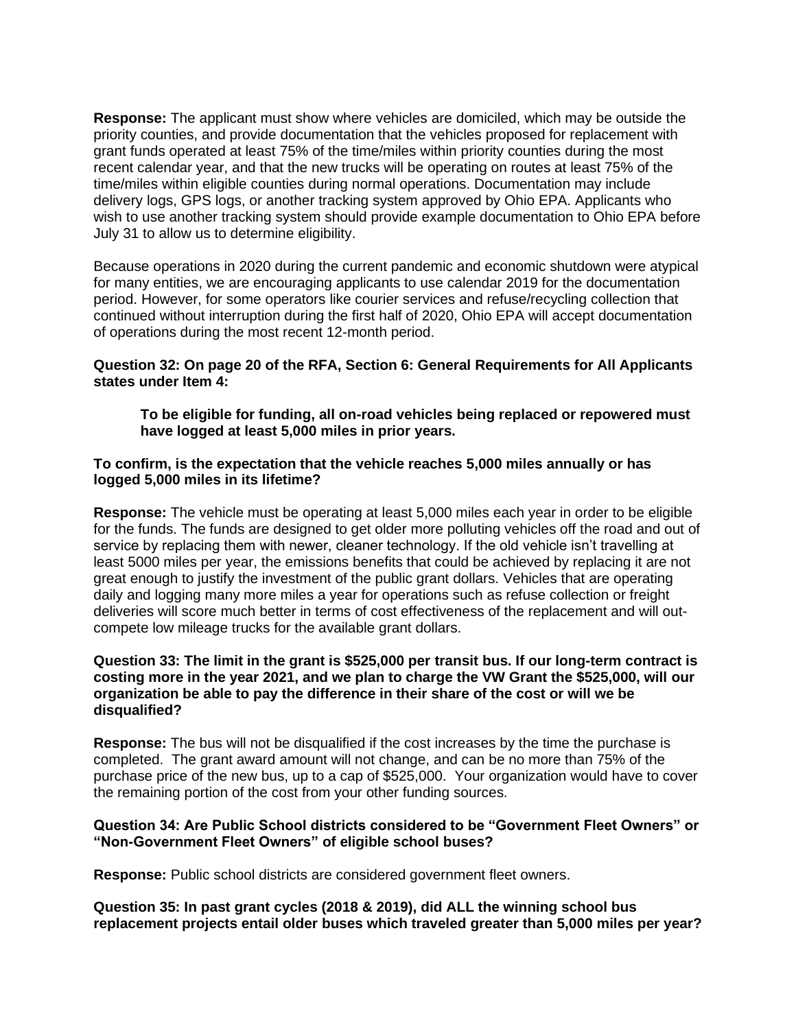**Response:** The applicant must show where vehicles are domiciled, which may be outside the priority counties, and provide documentation that the vehicles proposed for replacement with grant funds operated at least 75% of the time/miles within priority counties during the most recent calendar year, and that the new trucks will be operating on routes at least 75% of the time/miles within eligible counties during normal operations. Documentation may include delivery logs, GPS logs, or another tracking system approved by Ohio EPA. Applicants who wish to use another tracking system should provide example documentation to Ohio EPA before July 31 to allow us to determine eligibility.

Because operations in 2020 during the current pandemic and economic shutdown were atypical for many entities, we are encouraging applicants to use calendar 2019 for the documentation period. However, for some operators like courier services and refuse/recycling collection that continued without interruption during the first half of 2020, Ohio EPA will accept documentation of operations during the most recent 12-month period.

**Question 32: On page 20 of the RFA, Section 6: General Requirements for All Applicants states under Item 4:**

> **To be eligible for funding, all on-road vehicles being replaced or repowered must have logged at least 5,000 miles in prior years.**

**To confirm, is the expectation that the vehicle reaches 5,000 miles annually or has logged 5,000 miles in its lifetime?**

**Response:** The vehicle must be operating at least 5,000 miles each year in order to be eligible for the funds. The funds are designed to get older more polluting vehicles off the road and out of service by replacing them with newer, cleaner technology. If the old vehicle isn't travelling at least 5000 miles per year, the emissions benefits that could be achieved by replacing it are not great enough to justify the investment of the public grant dollars. Vehicles that are operating daily and logging many more miles a year for operations such as refuse collection or freight deliveries will score much better in terms of cost effectiveness of the replacement and will out-compete low mileage trucks for the available grant dollars.

**Question 33: The limit in the grant is $525,000 per transit bus. If our long-term contract is costing more in the year 2021, and we plan to charge the VW Grant the $525,000, will our organization be able to pay the difference in their share of the cost or will we be disqualified?**

**Response:** The bus will not be disqualified if the cost increases by the time the purchase is completed. The grant award amount will not change, and can be no more than 75% of the purchase price of the new bus, up to a cap of $525,000. Your organization would have to cover the remaining portion of the cost from your other funding sources.

**Question 34: Are Public School districts considered to be "Government Fleet Owners" or "Non-Government Fleet Owners" of eligible school buses?**

**Response:** Public school districts are considered government fleet owners.

**Question 35: In past grant cycles (2018 & 2019), did ALL the winning school bus replacement projects entail older buses which traveled greater than 5,000 miles per year?**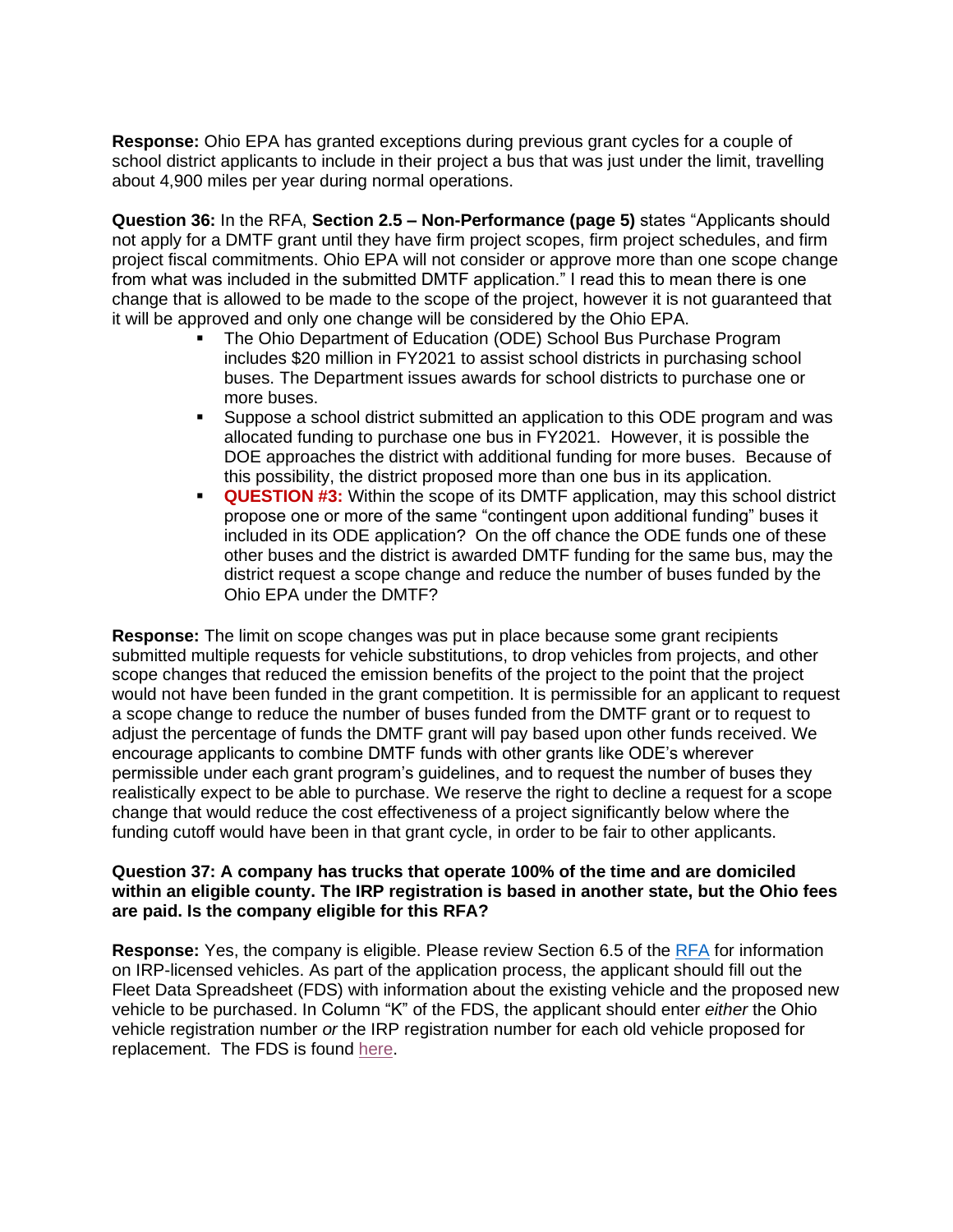**Response:** Ohio EPA has granted exceptions during previous grant cycles for a couple of school district applicants to include in their project a bus that was just under the limit, travelling about 4,900 miles per year during normal operations.

**Question 36:** In the RFA, **Section 2.5 – Non-Performance (page 5)** states "Applicants should not apply for a DMTF grant until they have firm project scopes, firm project schedules, and firm project fiscal commitments. Ohio EPA will not consider or approve more than one scope change from what was included in the submitted DMTF application." I read this to mean there is one change that is allowed to be made to the scope of the project, however it is not guaranteed that it will be approved and only one change will be considered by the Ohio EPA.

- The Ohio Department of Education (ODE) School Bus Purchase Program includes $20 million in FY2021 to assist school districts in purchasing school buses. The Department issues awards for school districts to purchase one or more buses.
- Suppose a school district submitted an application to this ODE program and was allocated funding to purchase one bus in FY2021. However, it is possible the DOE approaches the district with additional funding for more buses. Because of this possibility, the district proposed more than one bus in its application.
- **QUESTION #3:** Within the scope of its DMTF application, may this school district propose one or more of the same "contingent upon additional funding" buses it included in its ODE application? On the off chance the ODE funds one of these other buses and the district is awarded DMTF funding for the same bus, may the district request a scope change and reduce the number of buses funded by the Ohio EPA under the DMTF?

**Response:** The limit on scope changes was put in place because some grant recipients submitted multiple requests for vehicle substitutions, to drop vehicles from projects, and other scope changes that reduced the emission benefits of the project to the point that the project would not have been funded in the grant competition. It is permissible for an applicant to request a scope change to reduce the number of buses funded from the DMTF grant or to request to adjust the percentage of funds the DMTF grant will pay based upon other funds received. We encourage applicants to combine DMTF funds with other grants like ODE's wherever permissible under each grant program's guidelines, and to request the number of buses they realistically expect to be able to purchase. We reserve the right to decline a request for a scope change that would reduce the cost effectiveness of a project significantly below where the funding cutoff would have been in that grant cycle, in order to be fair to other applicants.

**Question 37: A company has trucks that operate 100% of the time and are domiciled within an eligible county. The IRP registration is based in another state, but the Ohio fees are paid. Is the company eligible for this RFA?**

**Response:** Yes, the company is eligible. Please review Section 6.5 of the RFA for information on IRP-licensed vehicles. As part of the application process, the applicant should fill out the Fleet Data Spreadsheet (FDS) with information about the existing vehicle and the proposed new vehicle to be purchased. In Column "K" of the FDS, the applicant should enter *either* the Ohio vehicle registration number *or* the IRP registration number for each old vehicle proposed for replacement. The FDS is found here.